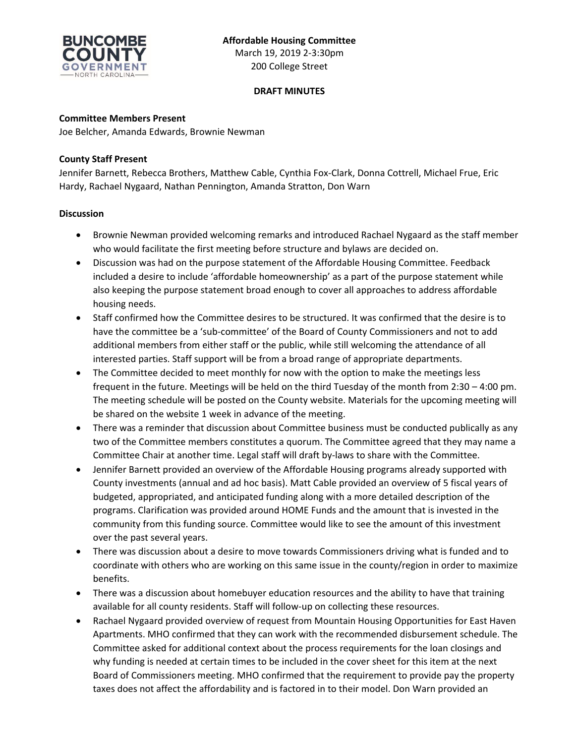**Affordable Housing Committee**
March 19, 2019 2-3:30pm
200 College Street

**DRAFT MINUTES**

**Committee Members Present**
Joe Belcher, Amanda Edwards, Brownie Newman

**County Staff Present**
Jennifer Barnett, Rebecca Brothers, Matthew Cable, Cynthia Fox-Clark, Donna Cottrell, Michael Frue, Eric Hardy, Rachael Nygaard, Nathan Pennington, Amanda Stratton, Don Warn

**Discussion**

- Brownie Newman provided welcoming remarks and introduced Rachael Nygaard as the staff member who would facilitate the first meeting before structure and bylaws are decided on.
- Discussion was had on the purpose statement of the Affordable Housing Committee. Feedback included a desire to include 'affordable homeownership' as a part of the purpose statement while also keeping the purpose statement broad enough to cover all approaches to address affordable housing needs.
- Staff confirmed how the Committee desires to be structured. It was confirmed that the desire is to have the committee be a 'sub-committee' of the Board of County Commissioners and not to add additional members from either staff or the public, while still welcoming the attendance of all interested parties. Staff support will be from a broad range of appropriate departments.
- The Committee decided to meet monthly for now with the option to make the meetings less frequent in the future. Meetings will be held on the third Tuesday of the month from 2:30 – 4:00 pm. The meeting schedule will be posted on the County website. Materials for the upcoming meeting will be shared on the website 1 week in advance of the meeting.
- There was a reminder that discussion about Committee business must be conducted publically as any two of the Committee members constitutes a quorum. The Committee agreed that they may name a Committee Chair at another time. Legal staff will draft by-laws to share with the Committee.
- Jennifer Barnett provided an overview of the Affordable Housing programs already supported with County investments (annual and ad hoc basis). Matt Cable provided an overview of 5 fiscal years of budgeted, appropriated, and anticipated funding along with a more detailed description of the programs. Clarification was provided around HOME Funds and the amount that is invested in the community from this funding source. Committee would like to see the amount of this investment over the past several years.
- There was discussion about a desire to move towards Commissioners driving what is funded and to coordinate with others who are working on this same issue in the county/region in order to maximize benefits.
- There was a discussion about homebuyer education resources and the ability to have that training available for all county residents. Staff will follow-up on collecting these resources.
- Rachael Nygaard provided overview of request from Mountain Housing Opportunities for East Haven Apartments. MHO confirmed that they can work with the recommended disbursement schedule. The Committee asked for additional context about the process requirements for the loan closings and why funding is needed at certain times to be included in the cover sheet for this item at the next Board of Commissioners meeting. MHO confirmed that the requirement to provide pay the property taxes does not affect the affordability and is factored in to their model. Don Warn provided an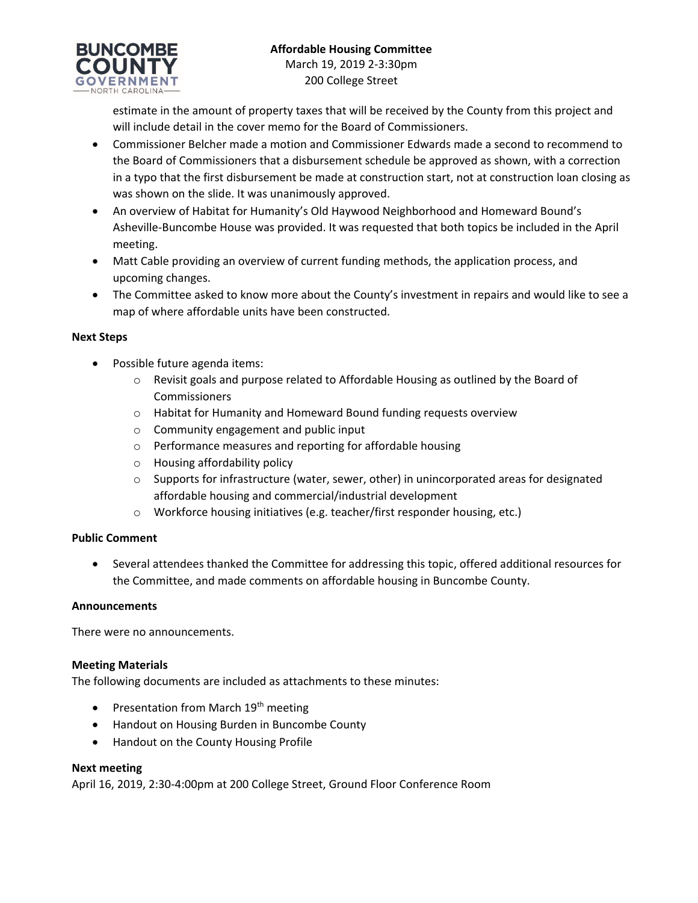estimate in the amount of property taxes that will be received by the County from this project and will include detail in the cover memo for the Board of Commissioners.

- Commissioner Belcher made a motion and Commissioner Edwards made a second to recommend to the Board of Commissioners that a disbursement schedule be approved as shown, with a correction in a typo that the first disbursement be made at construction start, not at construction loan closing as was shown on the slide. It was unanimously approved.
- An overview of Habitat for Humanity's Old Haywood Neighborhood and Homeward Bound's Asheville-Buncombe House was provided. It was requested that both topics be included in the April meeting.
- Matt Cable providing an overview of current funding methods, the application process, and upcoming changes.
- The Committee asked to know more about the County's investment in repairs and would like to see a map of where affordable units have been constructed.

**Next Steps**

- Possible future agenda items:
  - Revisit goals and purpose related to Affordable Housing as outlined by the Board of Commissioners
  - Habitat for Humanity and Homeward Bound funding requests overview
  - Community engagement and public input
  - Performance measures and reporting for affordable housing
  - Housing affordability policy
  - Supports for infrastructure (water, sewer, other) in unincorporated areas for designated affordable housing and commercial/industrial development
  - Workforce housing initiatives (e.g. teacher/first responder housing, etc.)

**Public Comment**

- Several attendees thanked the Committee for addressing this topic, offered additional resources for the Committee, and made comments on affordable housing in Buncombe County.

**Announcements**

There were no announcements.

**Meeting Materials**

The following documents are included as attachments to these minutes:

- Presentation from March 19th meeting
- Handout on Housing Burden in Buncombe County
- Handout on the County Housing Profile

**Next meeting**

April 16, 2019, 2:30-4:00pm at 200 College Street, Ground Floor Conference Room